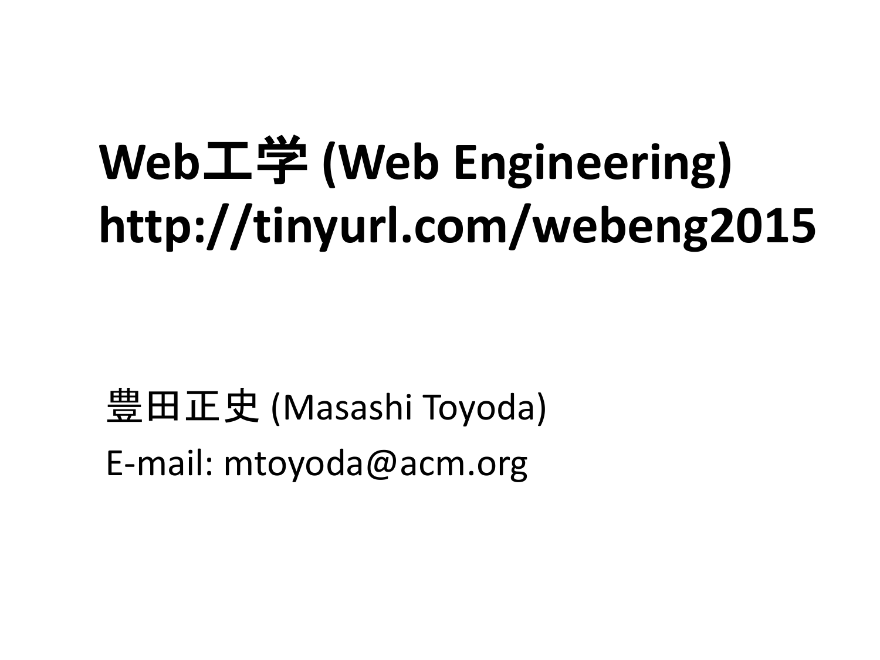# Web工学 (Web Engineering)
# http://tinyurl.com/webeng2015

豊田正史 (Masashi Toyoda)

E-mail: mtoyoda@acm.org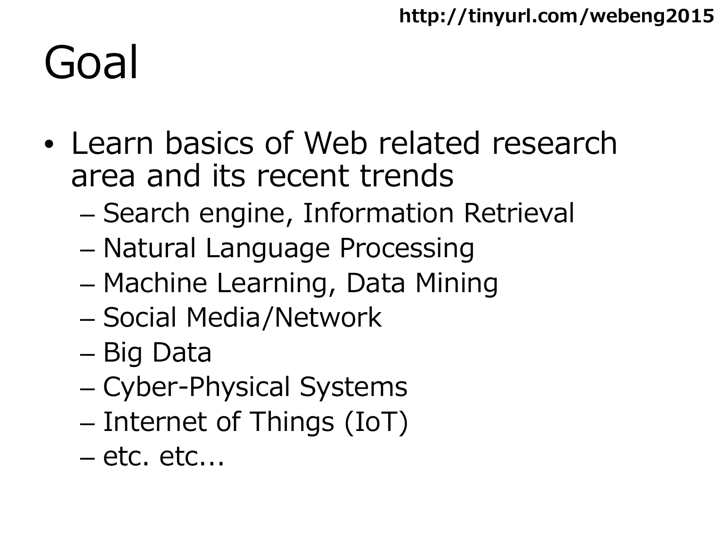# Goal

- Learn basics of Web related research area and its recent trends
  - Search engine, Information Retrieval
  - Natural Language Processing
  - Machine Learning, Data Mining
  - Social Media/Network
  - Big Data
  - Cyber-Physical Systems
  - Internet of Things (IoT)
  - etc. etc...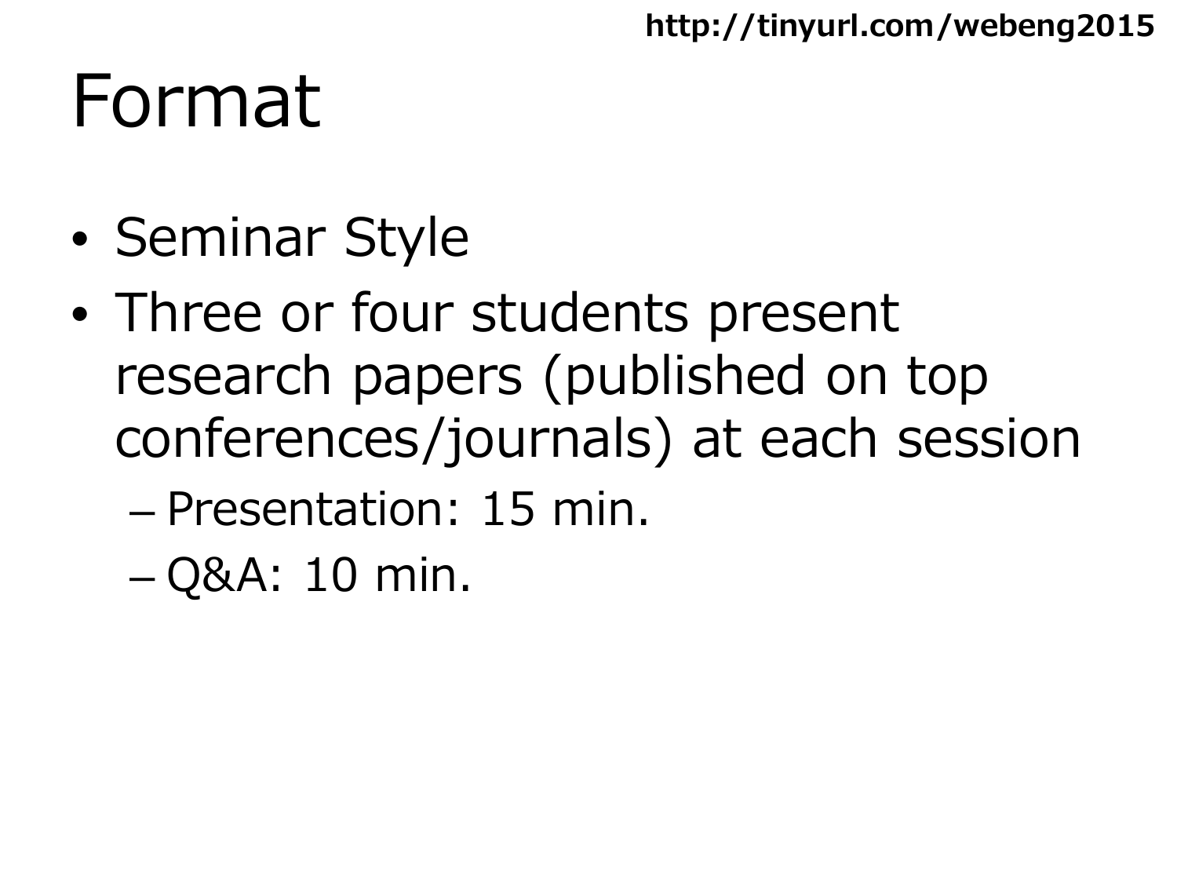# Format

- Seminar Style
- Three or four students present research papers (published on top conferences/journals) at each session
  - Presentation: 15 min.
  - Q&A: 10 min.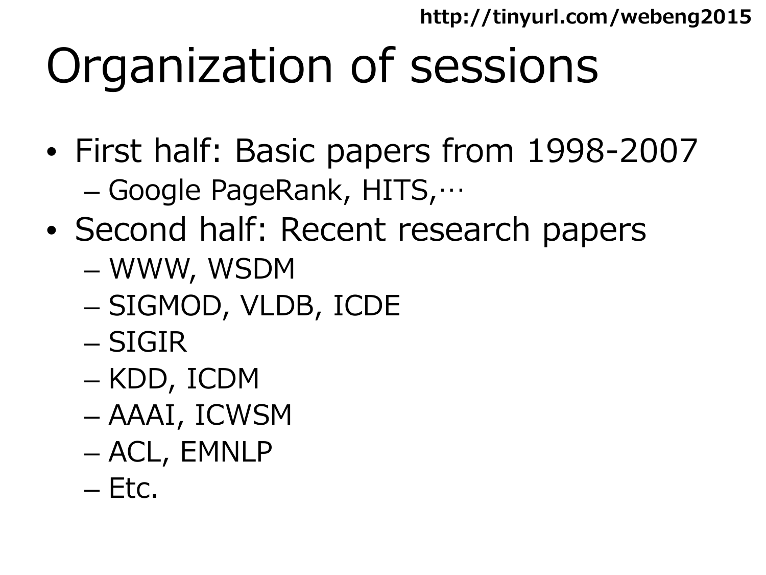# Organization of sessions

- First half: Basic papers from 1998-2007
  - Google PageRank, HITS,…
- Second half: Recent research papers
  - WWW, WSDM
  - SIGMOD, VLDB, ICDE
  - SIGIR
  - KDD, ICDM
  - AAAI, ICWSM
  - ACL, EMNLP
  - Etc.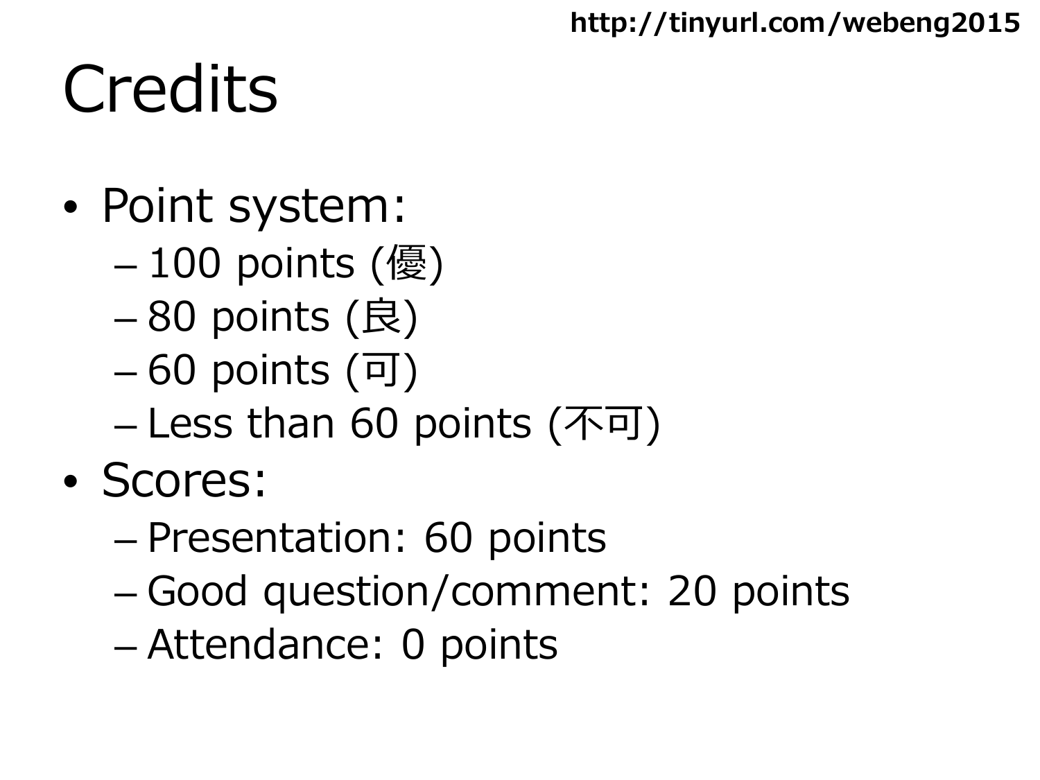# Credits

- Point system:
  - 100 points (優)
  - 80 points (良)
  - 60 points (可)
  - Less than 60 points (不可)
- Scores:
  - Presentation: 60 points
  - Good question/comment: 20 points
  - Attendance: 0 points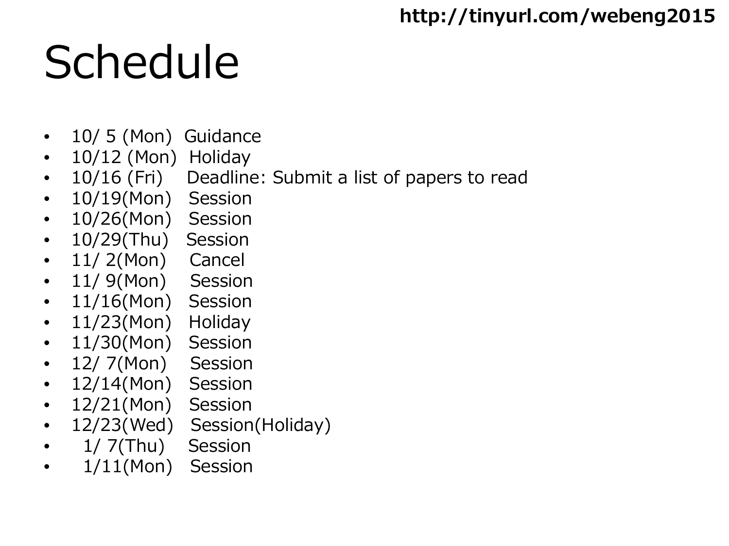http://tinyurl.com/webeng2015

# Schedule

- 10/ 5 (Mon) Guidance
- 10/12 (Mon) Holiday
- 10/16 (Fri) Deadline: Submit a list of papers to read
- 10/19(Mon) Session
- 10/26(Mon) Session
- 10/29(Thu) Session
- 11/ 2(Mon) Cancel
- 11/ 9(Mon) Session
- 11/16(Mon) Session
- 11/23(Mon) Holiday
- 11/30(Mon) Session
- 12/ 7(Mon) Session
- 12/14(Mon) Session
- 12/21(Mon) Session
- 12/23(Wed) Session(Holiday)
- 1/ 7(Thu) Session
- 1/11(Mon) Session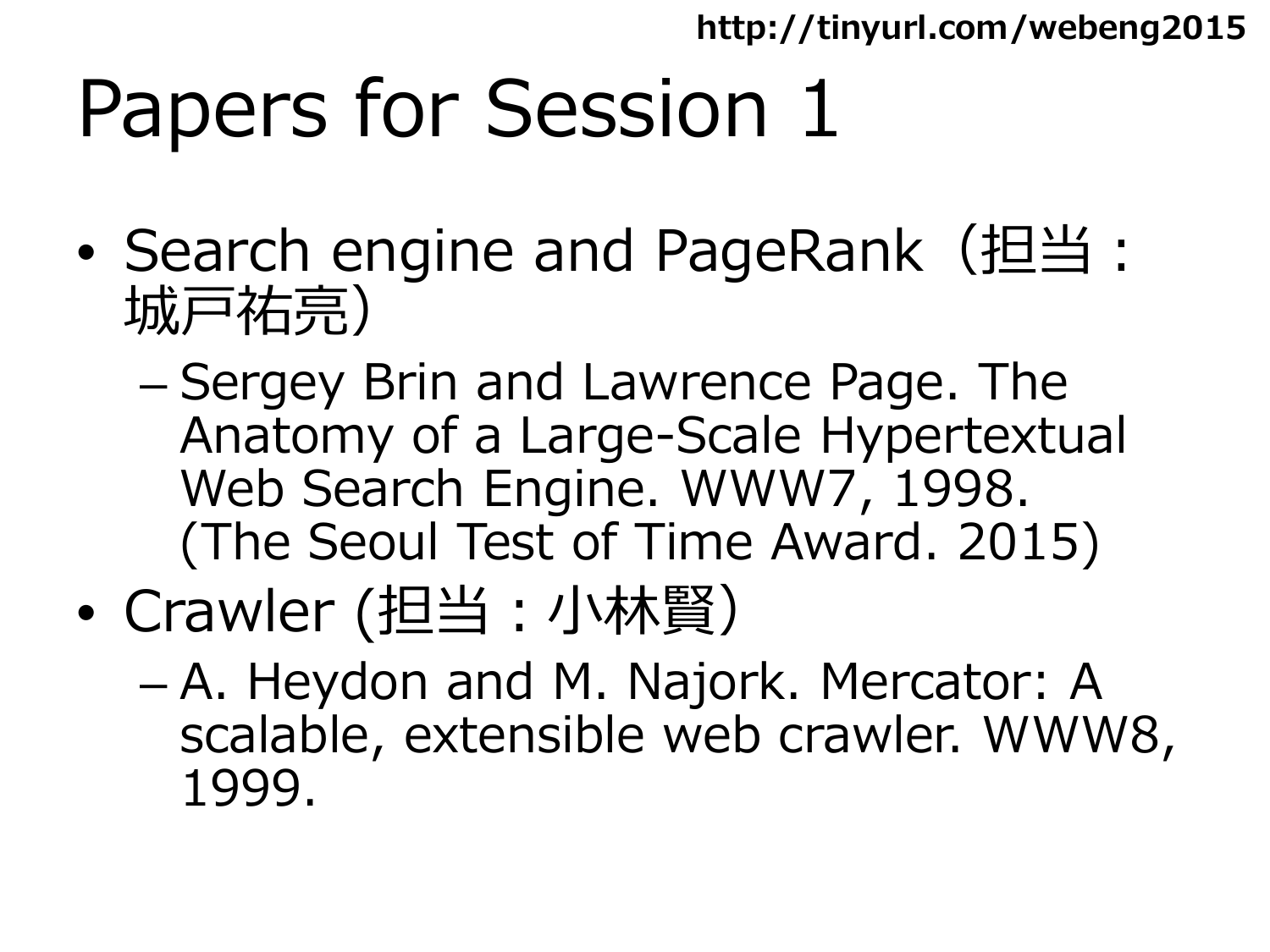# Papers for Session 1

- Search engine and PageRank（担当：城戸祐亮）
  - Sergey Brin and Lawrence Page. The Anatomy of a Large-Scale Hypertextual Web Search Engine. WWW7, 1998. (The Seoul Test of Time Award. 2015)
- Crawler (担当：小林賢）
  - A. Heydon and M. Najork. Mercator: A scalable, extensible web crawler. WWW8, 1999.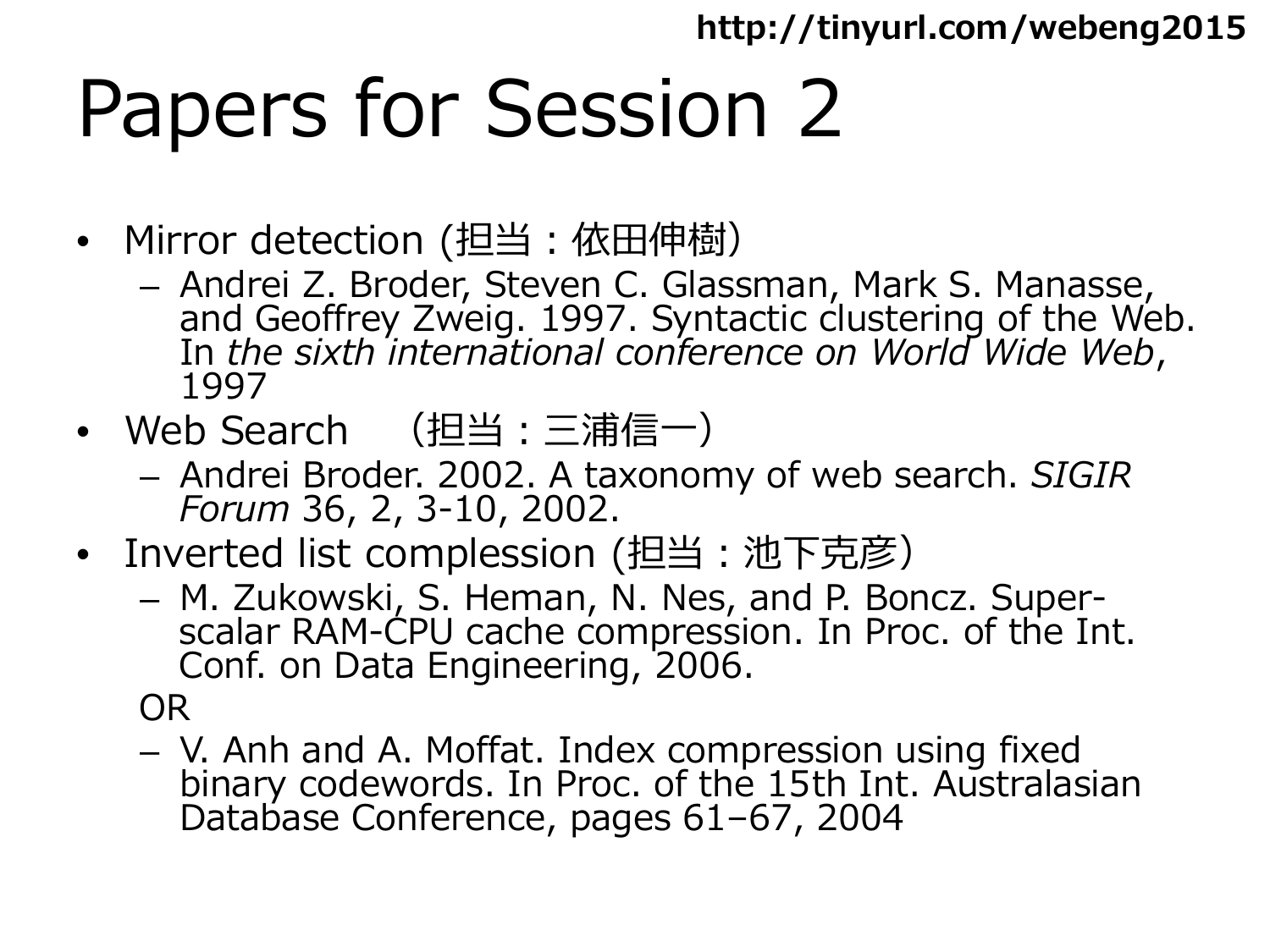http://tinyurl.com/webeng2015

# Papers for Session 2

- Mirror detection (担当：依田伸樹)
  - Andrei Z. Broder, Steven C. Glassman, Mark S. Manasse, and Geoffrey Zweig. 1997. Syntactic clustering of the Web. In *the sixth international conference on World Wide Web*, 1997
- Web Search　（担当：三浦信一）
  - Andrei Broder. 2002. A taxonomy of web search. *SIGIR Forum* 36, 2, 3-10, 2002.
- Inverted list complession (担当：池下克彦)
  - M. Zukowski, S. Heman, N. Nes, and P. Boncz. Super-scalar RAM-CPU cache compression. In Proc. of the Int. Conf. on Data Engineering, 2006.

  OR

  - V. Anh and A. Moffat. Index compression using fixed binary codewords. In Proc. of the 15th Int. Australasian Database Conference, pages 61–67, 2004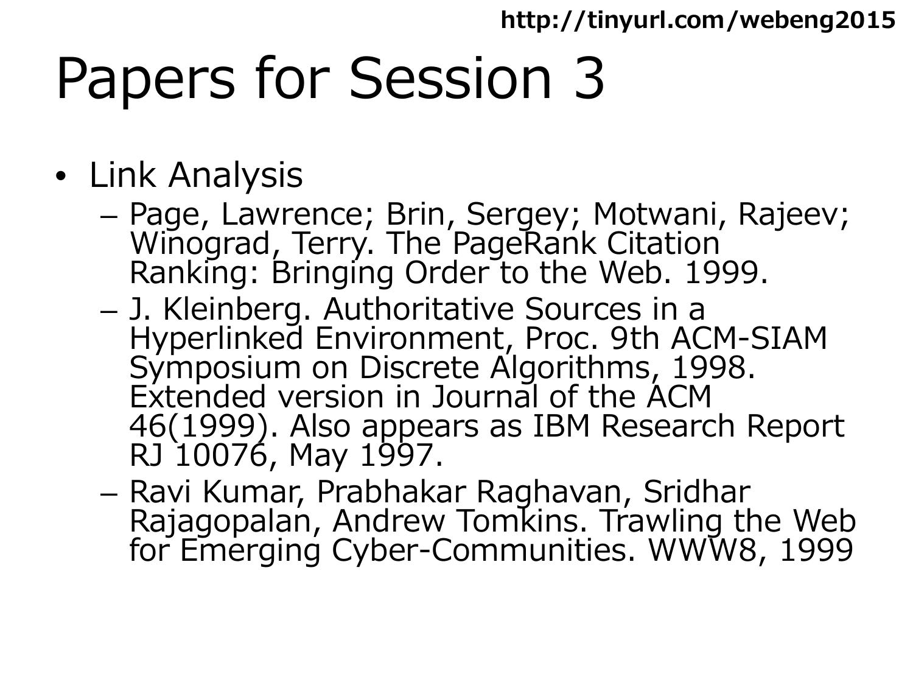# Papers for Session 3

- Link Analysis
  - Page, Lawrence; Brin, Sergey; Motwani, Rajeev; Winograd, Terry. The PageRank Citation Ranking: Bringing Order to the Web. 1999.
  - J. Kleinberg. Authoritative Sources in a Hyperlinked Environment, Proc. 9th ACM-SIAM Symposium on Discrete Algorithms, 1998. Extended version in Journal of the ACM 46(1999). Also appears as IBM Research Report RJ 10076, May 1997.
  - Ravi Kumar, Prabhakar Raghavan, Sridhar Rajagopalan, Andrew Tomkins. Trawling the Web for Emerging Cyber-Communities. WWW8, 1999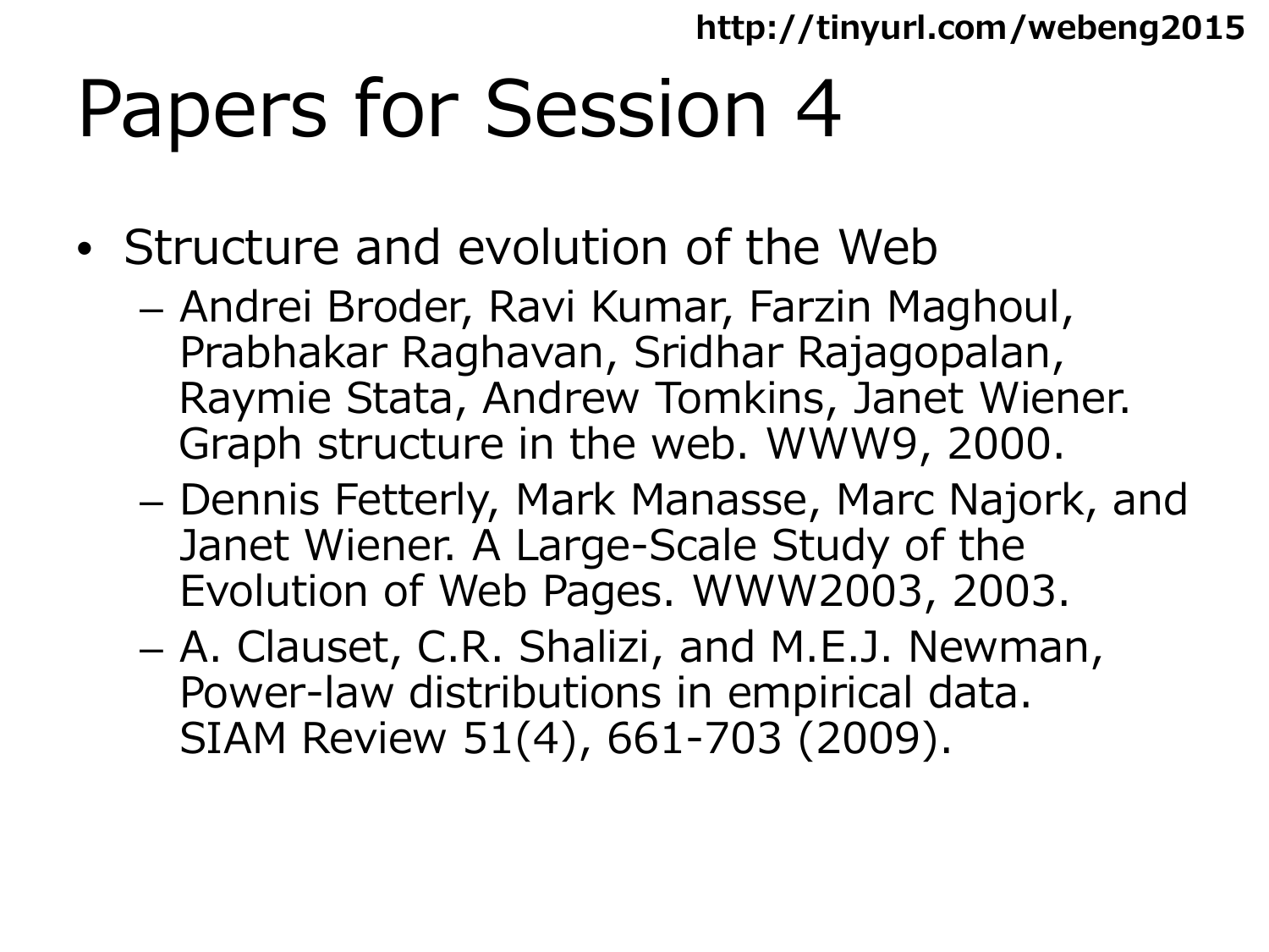# Papers for Session 4

http://tinyurl.com/webeng2015

- Structure and evolution of the Web
  - Andrei Broder, Ravi Kumar, Farzin Maghoul, Prabhakar Raghavan, Sridhar Rajagopalan, Raymie Stata, Andrew Tomkins, Janet Wiener. Graph structure in the web. WWW9, 2000.
  - Dennis Fetterly, Mark Manasse, Marc Najork, and Janet Wiener. A Large-Scale Study of the Evolution of Web Pages. WWW2003, 2003.
  - A. Clauset, C.R. Shalizi, and M.E.J. Newman, Power-law distributions in empirical data. SIAM Review 51(4), 661-703 (2009).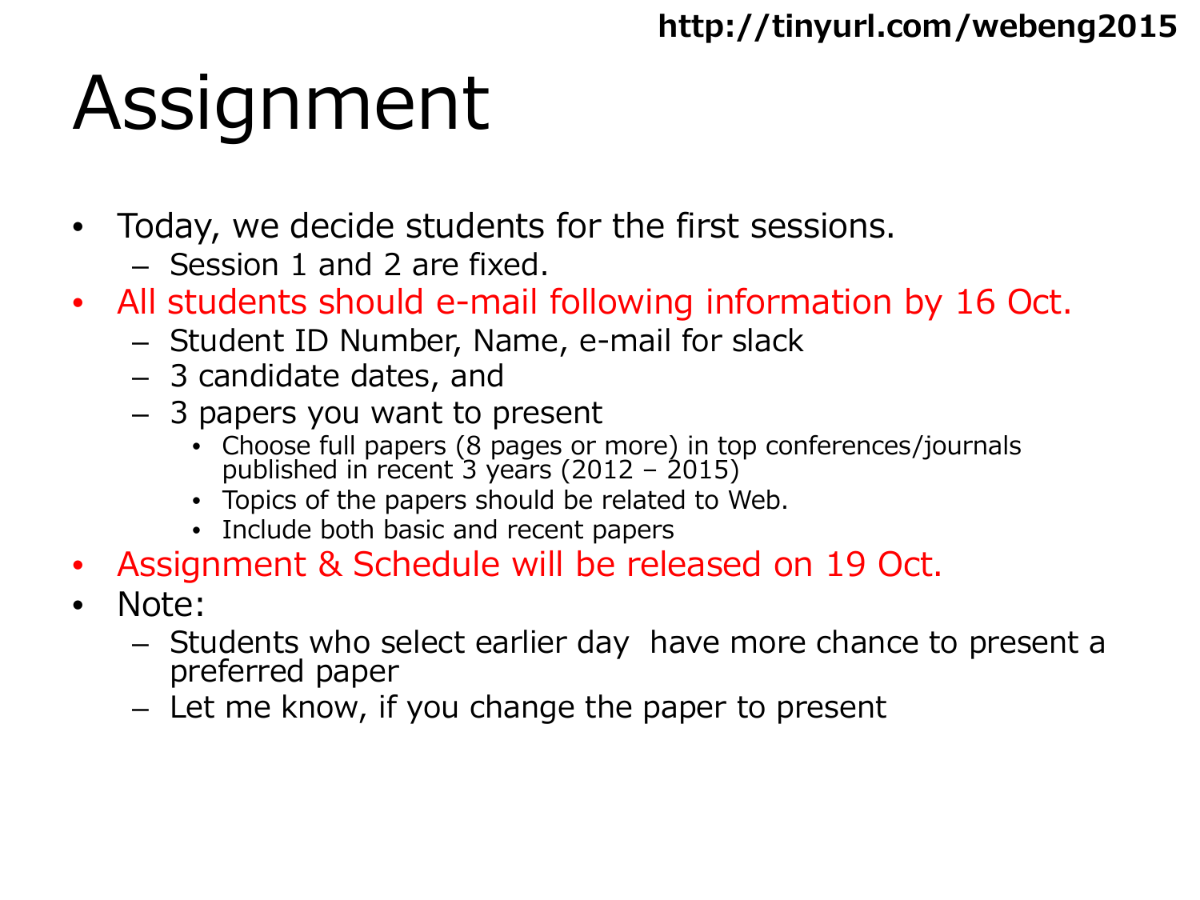http://tinyurl.com/webeng2015

# Assignment

- Today, we decide students for the first sessions.
  - Session 1 and 2 are fixed.
- All students should e-mail following information by 16 Oct.
  - Student ID Number, Name, e-mail for slack
  - 3 candidate dates, and
  - 3 papers you want to present
    - Choose full papers (8 pages or more) in top conferences/journals published in recent 3 years (2012 – 2015)
    - Topics of the papers should be related to Web.
    - Include both basic and recent papers
- Assignment & Schedule will be released on 19 Oct.
- Note:
  - Students who select earlier day  have more chance to present a preferred paper
  - Let me know, if you change the paper to present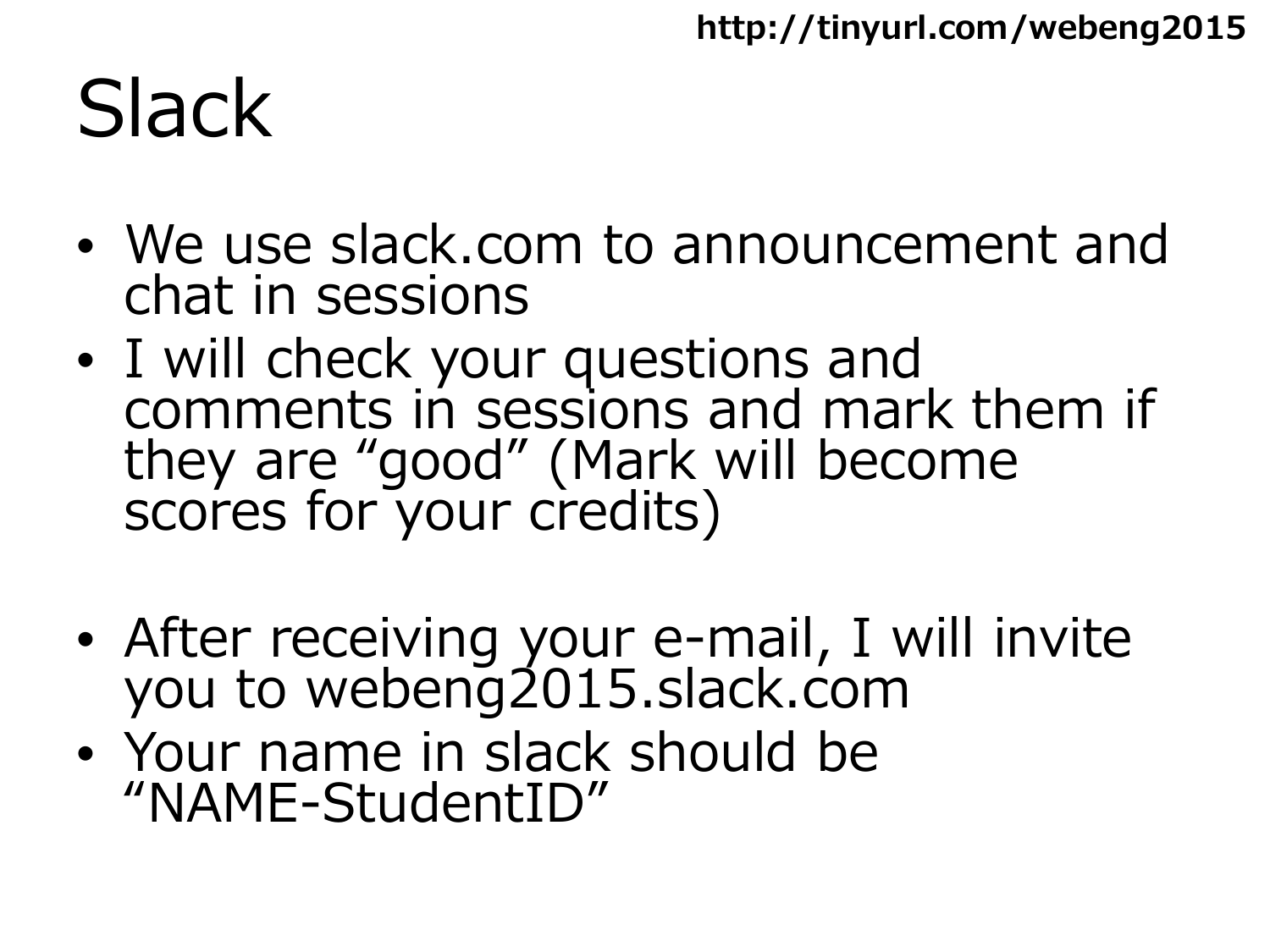# Slack

- We use slack.com to announcement and chat in sessions
- I will check your questions and comments in sessions and mark them if they are “good” (Mark will become scores for your credits)

- After receiving your e-mail, I will invite you to webeng2015.slack.com
- Your name in slack should be “NAME-StudentID”